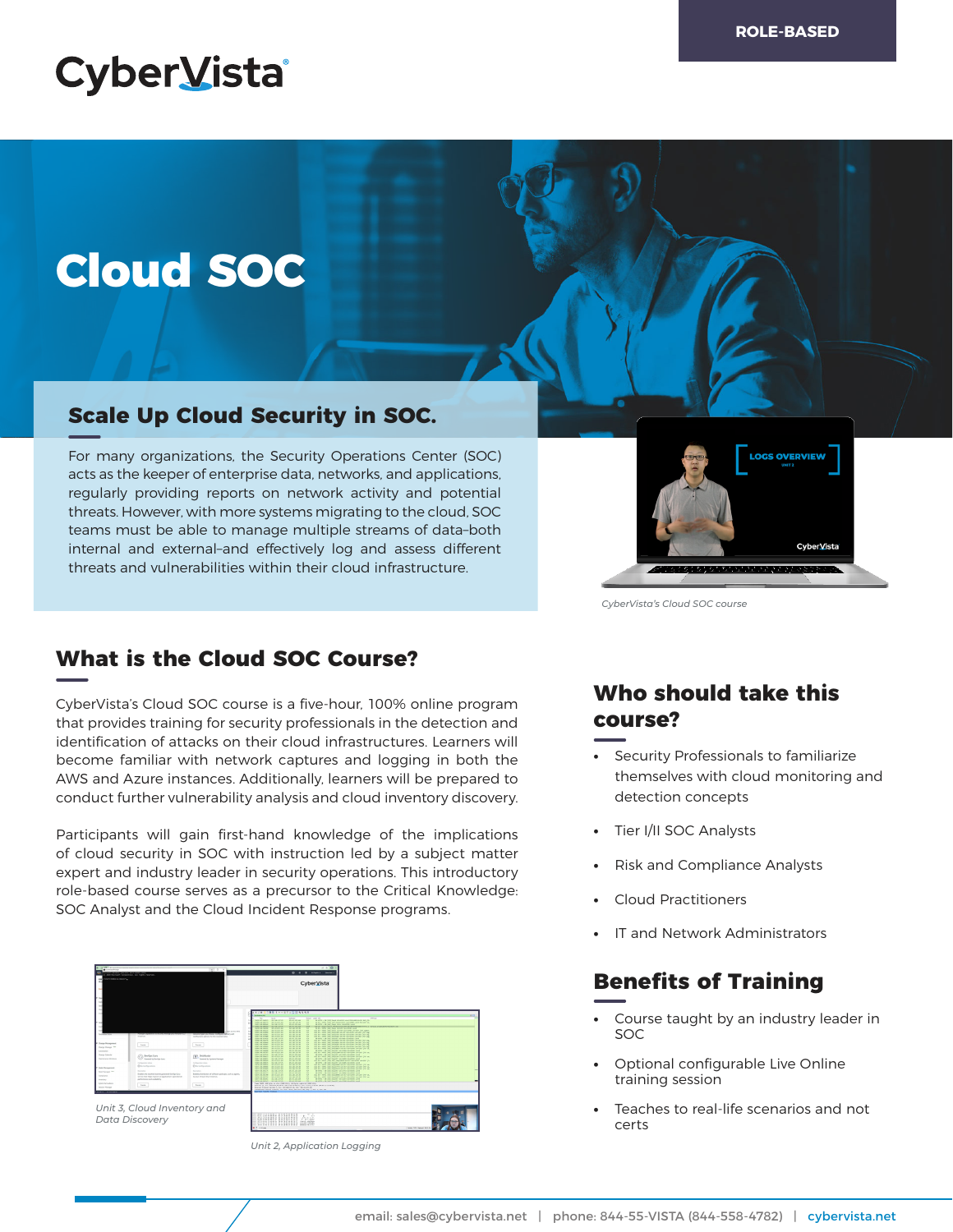ROLE-BASED

CyberVista

# Cloud SOC

## Scale Up Cloud Security in SOC.

For many organizations, the Security Operations Center (SOC) acts as the keeper of enterprise data, networks, and applications, regularly providing reports on network activity and potential threats. However, with more systems migrating to the cloud, SOC teams must be able to manage multiple streams of data–both internal and external–and effectively log and assess different threats and vulnerabilities within their cloud infrastructure.

*CyberVista's Cloud SOC course*

## What is the Cloud SOC Course?

CyberVista's Cloud SOC course is a five-hour, 100% online program that provides training for security professionals in the detection and identification of attacks on their cloud infrastructures. Learners will become familiar with network captures and logging in both the AWS and Azure instances. Additionally, learners will be prepared to conduct further vulnerability analysis and cloud inventory discovery.

Participants will gain first-hand knowledge of the implications of cloud security in SOC with instruction led by a subject matter expert and industry leader in security operations. This introductory role-based course serves as a precursor to the Critical Knowledge: SOC Analyst and the Cloud Incident Response programs.

*Unit 3, Cloud Inventory and Data Discovery*

*Unit 2, Application Logging*

## Who should take this course?

- Security Professionals to familiarize themselves with cloud monitoring and detection concepts
- Tier I/II SOC Analysts
- Risk and Compliance Analysts
- Cloud Practitioners
- IT and Network Administrators

## Benefits of Training

- Course taught by an industry leader in SOC
- Optional configurable Live Online training session
- Teaches to real-life scenarios and not certs

email: sales@cybervista.net | phone: 844-55-VISTA (844-558-4782) | cybervista.net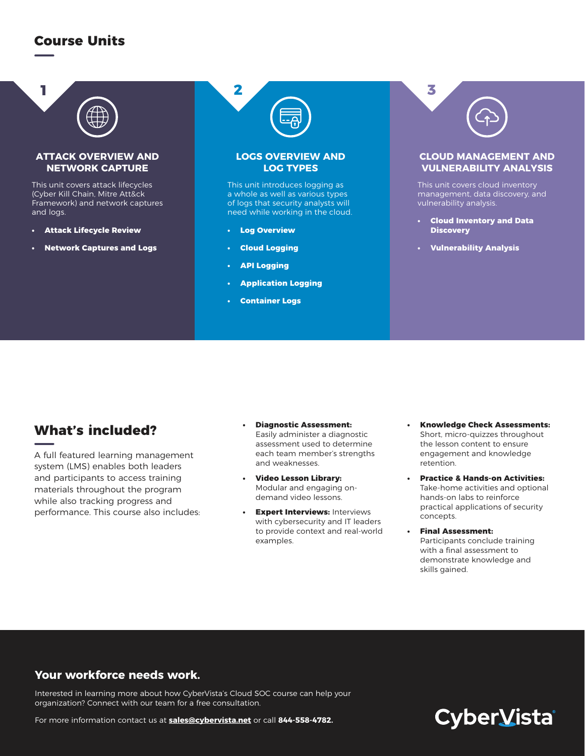## Course Units

### 1

### ATTACK OVERVIEW AND NETWORK CAPTURE

This unit covers attack lifecycles (Cyber Kill Chain, Mitre Att&ck Framework) and network captures and logs.

- **Attack Lifecycle Review**
- **Network Captures and Logs**

### 2

### LOGS OVERVIEW AND LOG TYPES

This unit introduces logging as a whole as well as various types of logs that security analysts will need while working in the cloud.

- **Log Overview**
- **Cloud Logging**
- **API Logging**
- **Application Logging**
- **Container Logs**

### 3

### CLOUD MANAGEMENT AND VULNERABILITY ANALYSIS

This unit covers cloud inventory management, data discovery, and vulnerability analysis.

- **Cloud Inventory and Data Discovery**
- **Vulnerability Analysis**

## What's included?

A full featured learning management system (LMS) enables both leaders and participants to access training materials throughout the program while also tracking progress and performance. This course also includes:

- **Diagnostic Assessment:** Easily administer a diagnostic assessment used to determine each team member's strengths and weaknesses.
- **Video Lesson Library:** Modular and engaging on-demand video lessons.
- **Expert Interviews:** Interviews with cybersecurity and IT leaders to provide context and real-world examples.
- **Knowledge Check Assessments:** Short, micro-quizzes throughout the lesson content to ensure engagement and knowledge retention.
- **Practice & Hands-on Activities:** Take-home activities and optional hands-on labs to reinforce practical applications of security concepts.
- **Final Assessment:** Participants conclude training with a final assessment to demonstrate knowledge and skills gained.

## Your workforce needs work.

Interested in learning more about how CyberVista's Cloud SOC course can help your organization? Connect with our team for a free consultation.

For more information contact us at **sales@cybervista.net** or call **844-558-4782.**

CyberVista